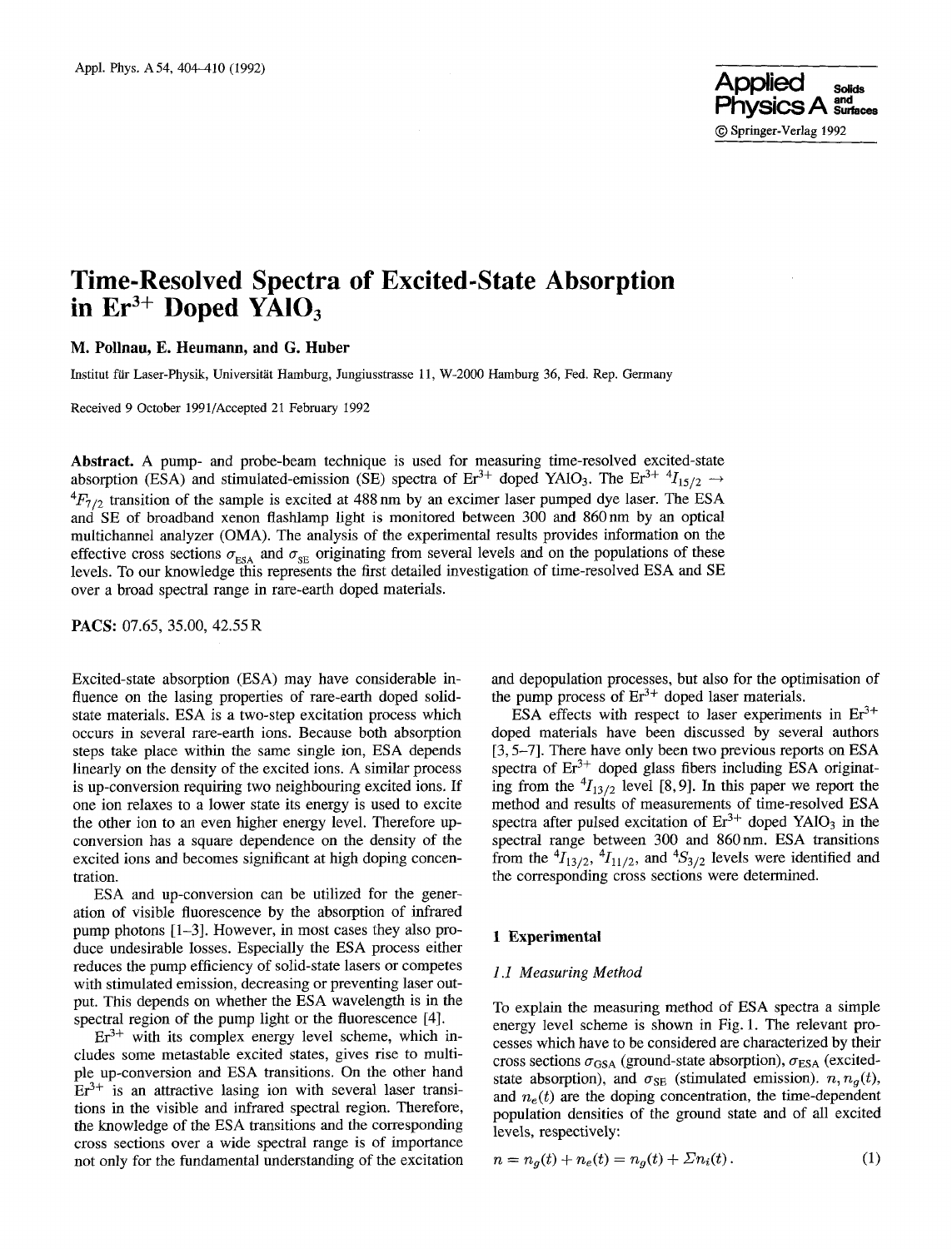# Time-Resolved Spectra of Excited-State Absorption in $Er^{3+}$ Doped $YAlO_3$

**M. Pollnau, E. Heumann, and G. Huber**

Institut für Laser-Physik, Universität Hamburg, Jungiusstrasse 11, W-2000 Hamburg 36, Fed. Rep. Germany

Received 9 October 1991/Accepted 21 February 1992

**Abstract.** A pump- and probe-beam technique is used for measuring time-resolved excited-state absorption (ESA) and stimulated-emission (SE) spectra of $Er^{3+}$ doped $YAlO_3$. The $Er^{3+}$ $^4I_{15/2} \rightarrow {}^4F_{7/2}$ transition of the sample is excited at 488 nm by an excimer laser pumped dye laser. The ESA and SE of broadband xenon flashlamp light is monitored between 300 and 860 nm by an optical multichannel analyzer (OMA). The analysis of the experimental results provides information on the effective cross sections $\sigma_{ESA}$ and $\sigma_{SE}$ originating from several levels and on the populations of these levels. To our knowledge this represents the first detailed investigation of time-resolved ESA and SE over a broad spectral range in rare-earth doped materials.

**PACS:** 07.65, 35.00, 42.55 R

Excited-state absorption (ESA) may have considerable influence on the lasing properties of rare-earth doped solid-state materials. ESA is a two-step excitation process which occurs in several rare-earth ions. Because both absorption steps take place within the same single ion, ESA depends linearly on the density of the excited ions. A similar process is up-conversion requiring two neighbouring excited ions. If one ion relaxes to a lower state its energy is used to excite the other ion to an even higher energy level. Therefore up-conversion has a square dependence on the density of the excited ions and becomes significant at high doping concentration.

ESA and up-conversion can be utilized for the generation of visible fluorescence by the absorption of infrared pump photons [1–3]. However, in most cases they also produce undesirable losses. Especially the ESA process either reduces the pump efficiency of solid-state lasers or competes with stimulated emission, decreasing or preventing laser output. This depends on whether the ESA wavelength is in the spectral region of the pump light or the fluorescence [4].

$Er^{3+}$ with its complex energy level scheme, which includes some metastable excited states, gives rise to multiple up-conversion and ESA transitions. On the other hand $Er^{3+}$ is an attractive lasing ion with several laser transitions in the visible and infrared spectral region. Therefore, the knowledge of the ESA transitions and the corresponding cross sections over a wide spectral range is of importance not only for the fundamental understanding of the excitation and depopulation processes, but also for the optimisation of the pump process of $Er^{3+}$ doped laser materials.

ESA effects with respect to laser experiments in $Er^{3+}$ doped materials have been discussed by several authors [3, 5–7]. There have only been two previous reports on ESA spectra of $Er^{3+}$ doped glass fibers including ESA originating from the $^4I_{13/2}$ level [8, 9]. In this paper we report the method and results of measurements of time-resolved ESA spectra after pulsed excitation of $Er^{3+}$ doped $YAlO_3$ in the spectral range between 300 and 860 nm. ESA transitions from the $^4I_{13/2}$, $^4I_{11/2}$, and $^4S_{3/2}$ levels were identified and the corresponding cross sections were determined.

## 1 Experimental

### 1.1 Measuring Method

To explain the measuring method of ESA spectra a simple energy level scheme is shown in Fig. 1. The relevant processes which have to be considered are characterized by their cross sections $\sigma_{GSA}$ (ground-state absorption), $\sigma_{ESA}$ (excited-state absorption), and $\sigma_{SE}$ (stimulated emission). $n, n_g(t)$, and $n_e(t)$ are the doping concentration, the time-dependent population densities of the ground state and of all excited levels, respectively:

$$n = n_g(t) + n_e(t) = n_g(t) + \Sigma n_i(t). \tag{1}$$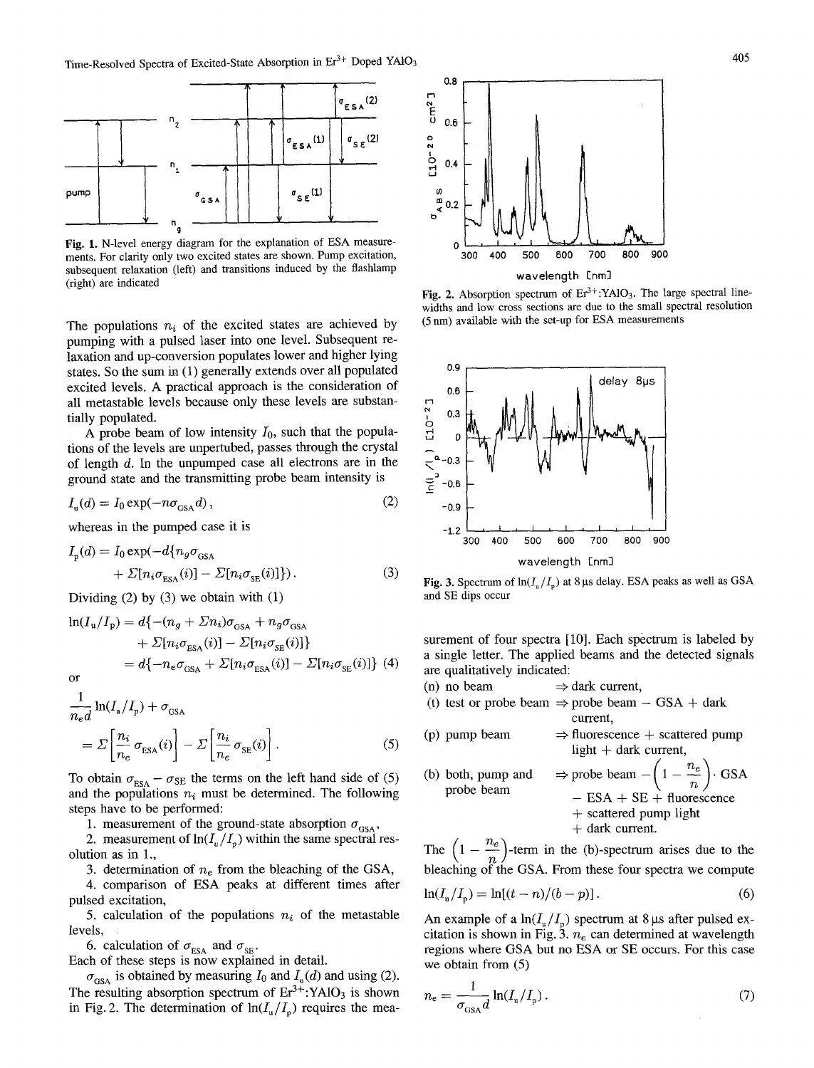Fig. 1. N-level energy diagram for the explanation of ESA measurements. For clarity only two excited states are shown. Pump excitation, subsequent relaxation (left) and transitions induced by the flashlamp (right) are indicated

The populations $n_i$ of the excited states are achieved by pumping with a pulsed laser into one level. Subsequent relaxation and up-conversion populates lower and higher lying states. So the sum in (1) generally extends over all populated excited levels. A practical approach is the consideration of all metastable levels because only these levels are substantially populated.

A probe beam of low intensity $I_0$, such that the populations of the levels are unpertubed, passes through the crystal of length $d$. In the unpumped case all electrons are in the ground state and the transmitting probe beam intensity is

$$I_u(d) = I_0 \exp(-n\sigma_{GSA} d)\,, \tag{2}$$

whereas in the pumped case it is

$$I_p(d) = I_0 \exp(-d\{n_g\sigma_{GSA} + \Sigma[n_i\sigma_{ESA}(i)] - \Sigma[n_i\sigma_{SE}(i)]\})\,. \tag{3}$$

Dividing (2) by (3) we obtain with (1)

$$\begin{aligned}\ln(I_u/I_p) &= d\{-(n_g + \Sigma n_i)\sigma_{GSA} + n_g\sigma_{GSA} + \Sigma[n_i\sigma_{ESA}(i)] - \Sigma[n_i\sigma_{SE}(i)]\} \\ &= d\{-n_e\sigma_{GSA} + \Sigma[n_i\sigma_{ESA}(i)] - \Sigma[n_i\sigma_{SE}(i)]\}\end{aligned} \tag{4}$$

or

$$\frac{1}{n_e d}\ln(I_u/I_p) + \sigma_{GSA} = \Sigma\left[\frac{n_i}{n_e}\sigma_{ESA}(i)\right] - \Sigma\left[\frac{n_i}{n_e}\sigma_{SE}(i)\right]. \tag{5}$$

To obtain $\sigma_{ESA} - \sigma_{SE}$ the terms on the left hand side of (5) and the populations $n_i$ must be determined. The following steps have to be performed:

1. measurement of the ground-state absorption $\sigma_{GSA}$,
2. measurement of $\ln(I_u/I_p)$ within the same spectral resolution as in 1.,
3. determination of $n_e$ from the bleaching of the GSA,
4. comparison of ESA peaks at different times after pulsed excitation,
5. calculation of the populations $n_i$ of the metastable levels,
6. calculation of $\sigma_{ESA}$ and $\sigma_{SE}$.

Each of these steps is now explained in detail.

$\sigma_{GSA}$ is obtained by measuring $I_0$ and $I_u(d)$ and using (2). The resulting absorption spectrum of $Er^{3+}$:$YAlO_3$ is shown in Fig. 2. The determination of $\ln(I_u/I_p)$ requires the measurement of four spectra [10]. Each spectrum is labeled by a single letter. The applied beams and the detected signals are qualitatively indicated:

(n) no beam $\Rightarrow$ dark current,
(t) test or probe beam $\Rightarrow$ probe beam − GSA + dark current,
(p) pump beam $\Rightarrow$ fluorescence + scattered pump light + dark current,
(b) both, pump and probe beam $\Rightarrow$ probe beam $-\left(1-\frac{n_e}{n}\right)\cdot$ GSA − ESA + SE + fluorescence + scattered pump light + dark current.

The $\left(1-\frac{n_e}{n}\right)$-term in the (b)-spectrum arises due to the bleaching of the GSA. From these four spectra we compute

$$\ln(I_u/I_p) = \ln[(t-n)/(b-p)]\,. \tag{6}$$

An example of a $\ln(I_u/I_p)$ spectrum at 8 μs after pulsed excitation is shown in Fig. 3. $n_e$ can determined at wavelength regions where GSA but no ESA or SE occurs. For this case we obtain from (5)

$$n_e = \frac{1}{\sigma_{GSA} d}\ln(I_u/I_p)\,. \tag{7}$$

Fig. 2. Absorption spectrum of $Er^{3+}$:$YAlO_3$. The large spectral linewidths and low cross sections are due to the small spectral resolution (5 nm) available with the set-up for ESA measurements

Fig. 3. Spectrum of $\ln(I_u/I_p)$ at 8 μs delay. ESA peaks as well as GSA and SE dips occur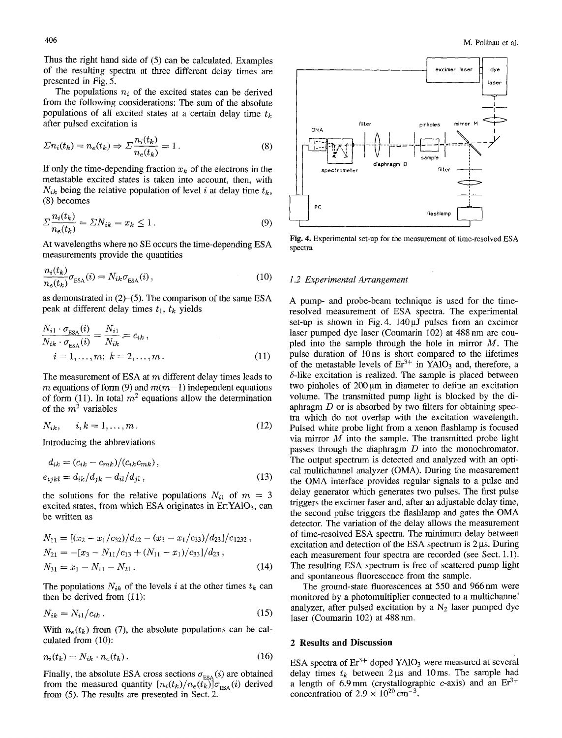Thus the right hand side of (5) can be calculated. Examples of the resulting spectra at three different delay times are presented in Fig. 5.

The populations $n_i$ of the excited states can be derived from the following considerations: The sum of the absolute populations of all excited states at a certain delay time $t_k$ after pulsed excitation is

$$\Sigma n_i(t_k) = n_e(t_k) \Rightarrow \Sigma \frac{n_i(t_k)}{n_e(t_k)} = 1 . \tag{8}$$

If only the time-depending fraction $x_k$ of the electrons in the metastable excited states is taken into account, then, with $N_{ik}$ being the relative population of level $i$ at delay time $t_k$, (8) becomes

$$\Sigma \frac{n_i(t_k)}{n_e(t_k)} = \Sigma N_{ik} = x_k \leq 1 . \tag{9}$$

At wavelengths where no SE occurs the time-depending ESA measurements provide the quantities

$$\frac{n_i(t_k)}{n_e(t_k)} \sigma_{\text{ESA}}(i) = N_{ik} \sigma_{\text{ESA}}(i) , \tag{10}$$

as demonstrated in (2)–(5). The comparison of the same ESA peak at different delay times $t_1$, $t_k$ yields

$$\frac{N_{i1} \cdot \sigma_{\text{ESA}}(i)}{N_{ik} \cdot \sigma_{\text{ESA}}(i)} = \frac{N_{i1}}{N_{ik}} = c_{ik} ,$$
$$i = 1, \ldots, m; \; k = 2, \ldots, m . \tag{11}$$

The measurement of ESA at $m$ different delay times leads to $m$ equations of form (9) and $m(m-1)$ independent equations of form (11). In total $m^2$ equations allow the determination of the $m^2$ variables

$$N_{ik}, \quad i, k = 1, \ldots, m . \tag{12}$$

Introducing the abbreviations

$$d_{ik} = (c_{ik} - c_{mk})/(c_{ik} c_{mk}) ,$$
$$e_{ijkl} = d_{ik}/d_{jk} - d_{il}/d_{jl} , \tag{13}$$

the solutions for the relative populations $N_{i1}$ of $m = 3$ excited states, from which ESA originates in $\text{Er:YAlO}_3$, can be written as

$$N_{11} = [(x_2 - x_1/c_{32})/d_{22} - (x_3 - x_1/c_{33})/d_{23}]/e_{1232} ,$$
$$N_{21} = -[x_3 - N_{11}/c_{13} + (N_{11} - x_1)/c_{33}]/d_{23} ,$$
$$N_{31} = x_1 - N_{11} - N_{21} . \tag{14}$$

The populations $N_{ik}$ of the levels $i$ at the other times $t_k$ can then be derived from (11):

$$N_{ik} = N_{i1}/c_{ik} . \tag{15}$$

With $n_e(t_k)$ from (7), the absolute populations can be calculated from (10):

$$n_i(t_k) = N_{ik} \cdot n_e(t_k) . \tag{16}$$

Finally, the absolute ESA cross sections $\sigma_{\text{ESA}}(i)$ are obtained from the measured quantity $[n_i(t_k)/n_e(t_k)]\sigma_{\text{ESA}}(i)$ derived from (5). The results are presented in Sect. 2.

Fig. 4. Experimental set-up for the measurement of time-resolved ESA spectra

### 1.2 Experimental Arrangement

A pump- and probe-beam technique is used for the time-resolved measurement of ESA spectra. The experimental set-up is shown in Fig. 4. 140 μJ pulses from an excimer laser pumped dye laser (Coumarin 102) at 488 nm are coupled into the sample through the hole in mirror $M$. The pulse duration of 10 ns is short compared to the lifetimes of the metastable levels of $Er^{3+}$ in $YAlO_3$ and, therefore, a $\delta$-like excitation is realized. The sample is placed between two pinholes of 200 μm in diameter to define an excitation volume. The transmitted pump light is blocked by the diaphragm $D$ or is absorbed by two filters for obtaining spectra which do not overlap with the excitation wavelength. Pulsed white probe light from a xenon flashlamp is focused via mirror $M$ into the sample. The transmitted probe light passes through the diaphragm $D$ into the monochromator. The output spectrum is detected and analyzed with an optical multichannel analyzer (OMA). During the measurement the OMA interface provides regular signals to a pulse and delay generator which generates two pulses. The first pulse triggers the excimer laser and, after an adjustable delay time, the second pulse triggers the flashlamp and gates the OMA detector. The variation of the delay allows the measurement of time-resolved ESA spectra. The minimum delay between excitation and detection of the ESA spectrum is 2 μs. During each measurement four spectra are recorded (see Sect. 1.1). The resulting ESA spectrum is free of scattered pump light and spontaneous fluorescence from the sample.

The ground-state fluorescences at 550 and 966 nm were monitored by a photomultiplier connected to a multichannel analyzer, after pulsed excitation by a $N_2$ laser pumped dye laser (Coumarin 102) at 488 nm.

## 2 Results and Discussion

ESA spectra of $Er^{3+}$ doped $YAlO_3$ were measured at several delay times $t_k$ between 2 μs and 10 ms. The sample had a length of 6.9 mm (crystallographic $c$-axis) and an $Er^{3+}$ concentration of $2.9 \times 10^{20}\,\text{cm}^{-3}$.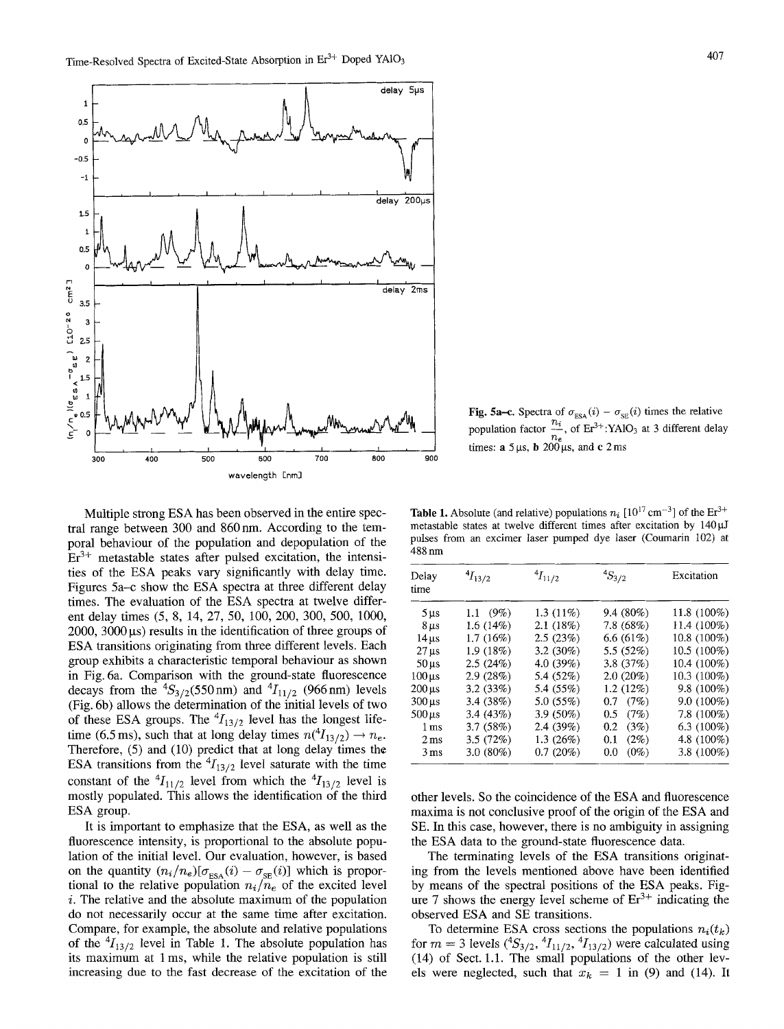Fig. 5a–c. Spectra of $\sigma_{ESA}(i) - \sigma_{SE}(i)$ times the relative population factor $\frac{n_i}{n_e}$, of $Er^{3+}$:$YAlO_3$ at 3 different delay times: **a** 5 µs, **b** 200 µs, and **c** 2 ms

Multiple strong ESA has been observed in the entire spectral range between 300 and 860 nm. According to the temporal behaviour of the population and depopulation of the $Er^{3+}$ metastable states after pulsed excitation, the intensities of the ESA peaks vary significantly with delay time. Figures 5a–c show the ESA spectra at three different delay times. The evaluation of the ESA spectra at twelve different delay times (5, 8, 14, 27, 50, 100, 200, 300, 500, 1000, 2000, 3000 µs) results in the identification of three groups of ESA transitions originating from three different levels. Each group exhibits a characteristic temporal behaviour as shown in Fig. 6a. Comparison with the ground-state fluorescence decays from the $^4S_{3/2}$(550 nm) and $^4I_{11/2}$ (966 nm) levels (Fig. 6b) allows the determination of the initial levels of two of these ESA groups. The $^4I_{13/2}$ level has the longest lifetime (6.5 ms), such that at long delay times $n(^4I_{13/2}) \to n_e$. Therefore, (5) and (10) predict that at long delay times the ESA transitions from the $^4I_{13/2}$ level saturate with the time constant of the $^4I_{11/2}$ level from which the $^4I_{13/2}$ level is mostly populated. This allows the identification of the third ESA group.

It is important to emphasize that the ESA, as well as the fluorescence intensity, is proportional to the absolute population of the initial level. Our evaluation, however, is based on the quantity $(n_i/n_e)[\sigma_{ESA}(i) - \sigma_{SE}(i)]$ which is proportional to the relative population $n_i/n_e$ of the excited level $i$. The relative and the absolute maximum of the population do not necessarily occur at the same time after excitation. Compare, for example, the absolute and relative populations of the $^4I_{13/2}$ level in Table 1. The absolute population has its maximum at 1 ms, while the relative population is still increasing due to the fast decrease of the excitation of the other levels. So the coincidence of the ESA and fluorescence maxima is not conclusive proof of the origin of the ESA and SE. In this case, however, there is no ambiguity in assigning the ESA data to the ground-state fluorescence data.

The terminating levels of the ESA transitions originating from the levels mentioned above have been identified by means of the spectral positions of the ESA peaks. Figure 7 shows the energy level scheme of $Er^{3+}$ indicating the observed ESA and SE transitions.

To determine ESA cross sections the populations $n_i(t_k)$ for $m = 3$ levels ($^4S_{3/2}$, $^4I_{11/2}$, $^4I_{13/2}$) were calculated using (14) of Sect. 1.1. The small populations of the other levels were neglected, such that $x_k = 1$ in (9) and (14). It

**Table 1.** Absolute (and relative) populations $n_i$ [$10^{17}$ cm$^{-3}$] of the $Er^{3+}$ metastable states at twelve different times after excitation by 140 µJ pulses from an excimer laser pumped dye laser (Coumarin 102) at 488 nm

| Delay time | $^4I_{13/2}$ | $^4I_{11/2}$ | $^4S_{3/2}$ | Excitation |
|---|---|---|---|---|
| 5 µs | 1.1 (9%) | 1.3 (11%) | 9.4 (80%) | 11.8 (100%) |
| 8 µs | 1.6 (14%) | 2.1 (18%) | 7.8 (68%) | 11.4 (100%) |
| 14 µs | 1.7 (16%) | 2.5 (23%) | 6.6 (61%) | 10.8 (100%) |
| 27 µs | 1.9 (18%) | 3.2 (30%) | 5.5 (52%) | 10.5 (100%) |
| 50 µs | 2.5 (24%) | 4.0 (39%) | 3.8 (37%) | 10.4 (100%) |
| 100 µs | 2.9 (28%) | 5.4 (52%) | 2.0 (20%) | 10.3 (100%) |
| 200 µs | 3.2 (33%) | 5.4 (55%) | 1.2 (12%) | 9.8 (100%) |
| 300 µs | 3.4 (38%) | 5.0 (55%) | 0.7 (7%) | 9.0 (100%) |
| 500 µs | 3.4 (43%) | 3.9 (50%) | 0.5 (7%) | 7.8 (100%) |
| 1 ms | 3.7 (58%) | 2.4 (39%) | 0.2 (3%) | 6.3 (100%) |
| 2 ms | 3.5 (72%) | 1.3 (26%) | 0.1 (2%) | 4.8 (100%) |
| 3 ms | 3.0 (80%) | 0.7 (20%) | 0.0 (0%) | 3.8 (100%) |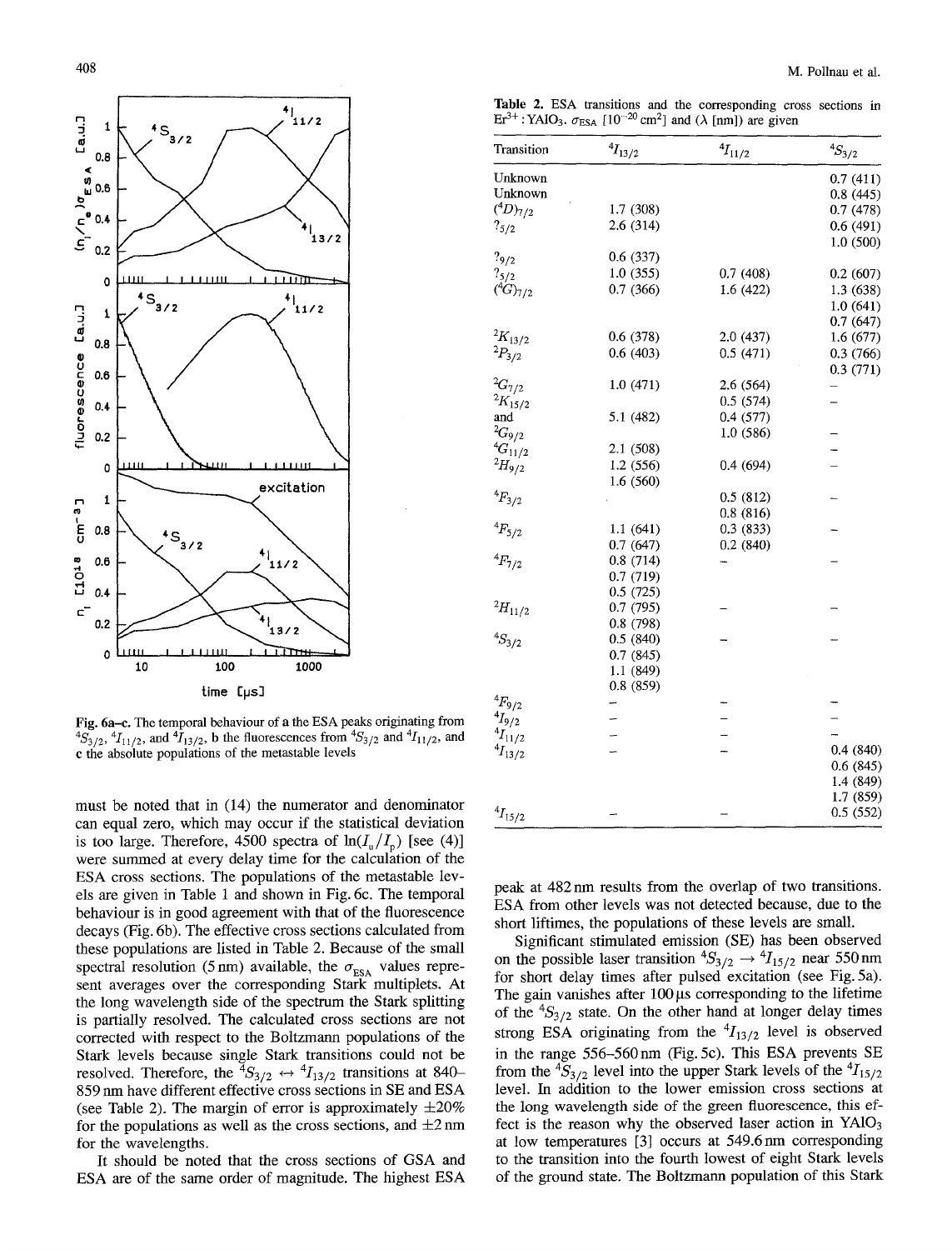Fig. 6a–c. The temporal behaviour of a the ESA peaks originating from ${}^4S_{3/2}$, ${}^4I_{11/2}$, and ${}^4I_{13/2}$, b the fluorescences from ${}^4S_{3/2}$ and ${}^4I_{11/2}$, and c the absolute populations of the metastable levels

must be noted that in (14) the numerator and denominator can equal zero, which may occur if the statistical deviation is too large. Therefore, 4500 spectra of $\ln(I_u/I_p)$ [see (4)] were summed at every delay time for the calculation of the ESA cross sections. The populations of the metastable levels are given in Table 1 and shown in Fig. 6c. The temporal behaviour is in good agreement with that of the fluorescence decays (Fig. 6b). The effective cross sections calculated from these populations are listed in Table 2. Because of the small spectral resolution (5 nm) available, the $\sigma_{ESA}$ values represent averages over the corresponding Stark multiplets. At the long wavelength side of the spectrum the Stark splitting is partially resolved. The calculated cross sections are not corrected with respect to the Boltzmann populations of the Stark levels because single Stark transitions could not be resolved. Therefore, the ${}^4S_{3/2} \leftrightarrow {}^4I_{13/2}$ transitions at 840–859 nm have different effective cross sections in SE and ESA (see Table 2). The margin of error is approximately ±20% for the populations as well as the cross sections, and ±2 nm for the wavelengths.

It should be noted that the cross sections of GSA and ESA are of the same order of magnitude. The highest ESA

**Table 2.** ESA transitions and the corresponding cross sections in $Er^{3+}:YAlO_3$. $\sigma_{ESA}$ [$10^{-20}$ cm$^2$] and ($\lambda$ [nm]) are given

| Transition | ${}^4I_{13/2}$ | ${}^4I_{11/2}$ | ${}^4S_{3/2}$ |
|---|---|---|---|
| Unknown | | | 0.7 (411) |
| Unknown | | | 0.8 (445) |
| $({}^4D)_{7/2}$ | 1.7 (308) | | 0.7 (478) |
| $?_{5/2}$ | 2.6 (314) | | 0.6 (491), 1.0 (500) |
| $?_{9/2}$ | 0.6 (337) | | |
| $?_{5/2}$ | 1.0 (355) | 0.7 (408) | 0.2 (607) |
| $({}^4G)_{7/2}$ | 0.7 (366) | 1.6 (422) | 1.3 (638), 1.0 (641), 0.7 (647) |
| ${}^2K_{13/2}$ | 0.6 (378) | 2.0 (437) | 1.6 (677) |
| ${}^2P_{3/2}$ | 0.6 (403) | 0.5 (471) | 0.3 (766), 0.3 (771) |
| ${}^2G_{7/2}$ | 1.0 (471) | 2.6 (564) | – |
| ${}^2K_{15/2}$ | | 0.5 (574) | – |
| and | 5.1 (482) | 0.4 (577) | |
| ${}^2G_{9/2}$ | | 1.0 (586) | – |
| ${}^4G_{11/2}$ | 2.1 (508) | | – |
| ${}^2H_{9/2}$ | 1.2 (556), 1.6 (560) | 0.4 (694) | – |
| ${}^4F_{3/2}$ | | 0.5 (812), 0.8 (816) | – |
| ${}^4F_{5/2}$ | 1.1 (641), 0.7 (647) | 0.3 (833), 0.2 (840) | – |
| ${}^4F_{7/2}$ | 0.8 (714), 0.7 (719), 0.5 (725) | – | – |
| ${}^2H_{11/2}$ | 0.7 (795), 0.8 (798) | – | – |
| ${}^4S_{3/2}$ | 0.5 (840), 0.7 (845), 1.1 (849), 0.8 (859) | – | – |
| ${}^4F_{9/2}$ | – | – | – |
| ${}^4I_{9/2}$ | – | – | – |
| ${}^4I_{11/2}$ | – | – | – |
| ${}^4I_{13/2}$ | – | – | 0.4 (840), 0.6 (845), 1.4 (849), 1.7 (859) |
| ${}^4I_{15/2}$ | – | – | 0.5 (552) |

peak at 482 nm results from the overlap of two transitions. ESA from other levels was not detected because, due to the short liftimes, the populations of these levels are small.

Significant stimulated emission (SE) has been observed on the possible laser transition ${}^4S_{3/2} \rightarrow {}^4I_{15/2}$ near 550 nm for short delay times after pulsed excitation (see Fig. 5a). The gain vanishes after 100 µs corresponding to the lifetime of the ${}^4S_{3/2}$ state. On the other hand at longer delay times strong ESA originating from the ${}^4I_{13/2}$ level is observed in the range 556–560 nm (Fig. 5c). This ESA prevents SE from the ${}^4S_{3/2}$ level into the upper Stark levels of the ${}^4I_{15/2}$ level. In addition to the lower emission cross sections at the long wavelength side of the green fluorescence, this effect is the reason why the observed laser action in $YAlO_3$ at low temperatures [3] occurs at 549.6 nm corresponding to the transition into the fourth lowest of eight Stark levels of the ground state. The Boltzmann population of this Stark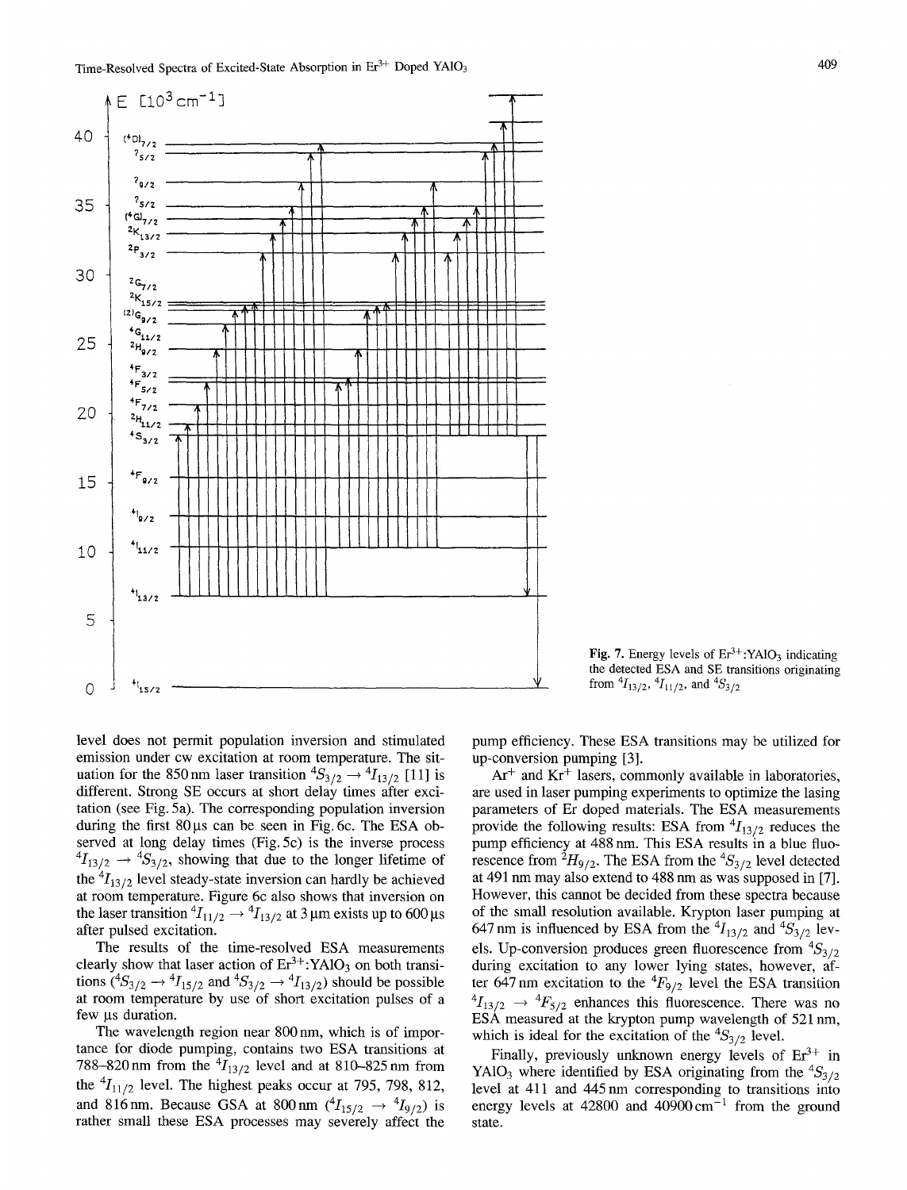Fig. 7. Energy levels of $Er^{3+}$:$YAlO_3$ indicating the detected ESA and SE transitions originating from $^4I_{13/2}$, $^4I_{11/2}$, and $^4S_{3/2}$

level does not permit population inversion and stimulated emission under cw excitation at room temperature. The situation for the 850 nm laser transition $^4S_{3/2} \rightarrow {}^4I_{13/2}$ [11] is different. Strong SE occurs at short delay times after excitation (see Fig. 5a). The corresponding population inversion during the first 80 µs can be seen in Fig. 6c. The ESA observed at long delay times (Fig. 5c) is the inverse process $^4I_{13/2} \rightarrow {}^4S_{3/2}$, showing that due to the longer lifetime of the $^4I_{13/2}$ level steady-state inversion can hardly be achieved at room temperature. Figure 6c also shows that inversion on the laser transition $^4I_{11/2} \rightarrow {}^4I_{13/2}$ at 3 µm exists up to 600 µs after pulsed excitation.

The results of the time-resolved ESA measurements clearly show that laser action of $Er^{3+}$:$YAlO_3$ on both transitions ($^4S_{3/2} \rightarrow {}^4I_{15/2}$ and $^4S_{3/2} \rightarrow {}^4I_{13/2}$) should be possible at room temperature by use of short excitation pulses of a few µs duration.

The wavelength region near 800 nm, which is of importance for diode pumping, contains two ESA transitions at 788–820 nm from the $^4I_{13/2}$ level and at 810–825 nm from the $^4I_{11/2}$ level. The highest peaks occur at 795, 798, 812, and 816 nm. Because GSA at 800 nm ($^4I_{15/2} \rightarrow {}^4I_{9/2}$) is rather small these ESA processes may severely affect the pump efficiency. These ESA transitions may be utilized for up-conversion pumping [3].

$Ar^+$ and $Kr^+$ lasers, commonly available in laboratories, are used in laser pumping experiments to optimize the lasing parameters of Er doped materials. The ESA measurements provide the following results: ESA from $^4I_{13/2}$ reduces the pump efficiency at 488 nm. This ESA results in a blue fluorescence from $^2H_{9/2}$. The ESA from the $^4S_{3/2}$ level detected at 491 nm may also extend to 488 nm as was supposed in [7]. However, this cannot be decided from these spectra because of the small resolution available. Krypton laser pumping at 647 nm is influenced by ESA from the $^4I_{13/2}$ and $^4S_{3/2}$ levels. Up-conversion produces green fluorescence from $^4S_{3/2}$ during excitation to any lower lying states, however, after 647 nm excitation to the $^4F_{9/2}$ level the ESA transition $^4I_{13/2} \rightarrow {}^4F_{5/2}$ enhances this fluorescence. There was no ESA measured at the krypton pump wavelength of 521 nm, which is ideal for the excitation of the $^4S_{3/2}$ level.

Finally, previously unknown energy levels of $Er^{3+}$ in $YAlO_3$ where identified by ESA originating from the $^4S_{3/2}$ level at 411 and 445 nm corresponding to transitions into energy levels at 42800 and 40900 $cm^{-1}$ from the ground state.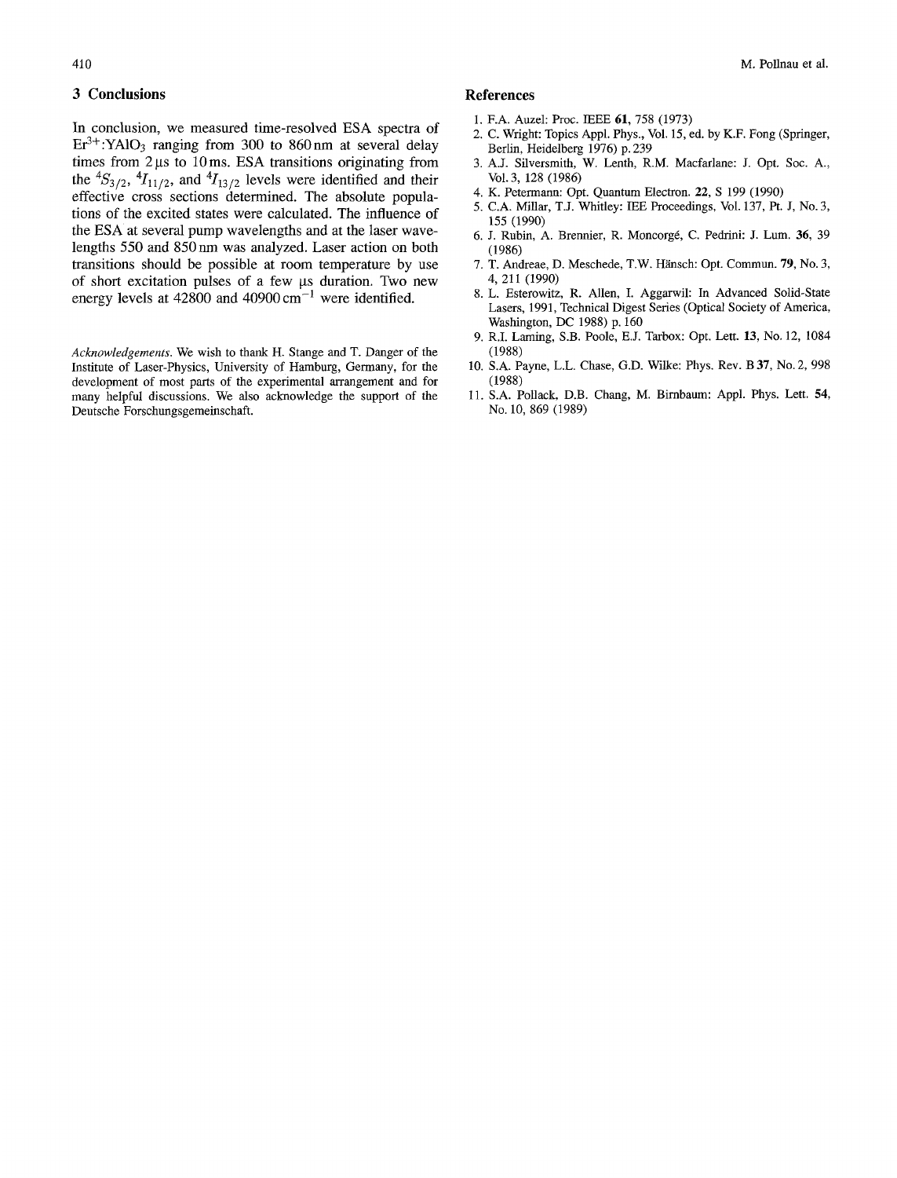## 3 Conclusions

In conclusion, we measured time-resolved ESA spectra of $Er^{3+}$:$YAlO_3$ ranging from 300 to 860 nm at several delay times from 2 μs to 10 ms. ESA transitions originating from the $^4S_{3/2}$, $^4I_{11/2}$, and $^4I_{13/2}$ levels were identified and their effective cross sections determined. The absolute populations of the excited states were calculated. The influence of the ESA at several pump wavelengths and at the laser wavelengths 550 and 850 nm was analyzed. Laser action on both transitions should be possible at room temperature by use of short excitation pulses of a few μs duration. Two new energy levels at 42800 and 40900 $cm^{-1}$ were identified.

*Acknowledgements.* We wish to thank H. Stange and T. Danger of the Institute of Laser-Physics, University of Hamburg, Germany, for the development of most parts of the experimental arrangement and for many helpful discussions. We also acknowledge the support of the Deutsche Forschungsgemeinschaft.

## References

1. F.A. Auzel: Proc. IEEE **61**, 758 (1973)
2. C. Wright: Topics Appl. Phys., Vol. 15, ed. by K.F. Fong (Springer, Berlin, Heidelberg 1976) p. 239
3. A.J. Silversmith, W. Lenth, R.M. Macfarlane: J. Opt. Soc. A., Vol. 3, 128 (1986)
4. K. Petermann: Opt. Quantum Electron. **22**, S 199 (1990)
5. C.A. Millar, T.J. Whitley: IEE Proceedings, Vol. 137, Pt. J, No. 3, 155 (1990)
6. J. Rubin, A. Brennier, R. Moncorgé, C. Pedrini: J. Lum. **36**, 39 (1986)
7. T. Andreae, D. Meschede, T.W. Hänsch: Opt. Commun. **79**, No. 3, 4, 211 (1990)
8. L. Esterowitz, R. Allen, I. Aggarwil: In Advanced Solid-State Lasers, 1991, Technical Digest Series (Optical Society of America, Washington, DC 1988) p. 160
9. R.I. Laming, S.B. Poole, E.J. Tarbox: Opt. Lett. **13**, No. 12, 1084 (1988)
10. S.A. Payne, L.L. Chase, G.D. Wilke: Phys. Rev. B **37**, No. 2, 998 (1988)
11. S.A. Pollack, D.B. Chang, M. Birnbaum: Appl. Phys. Lett. **54**, No. 10, 869 (1989)